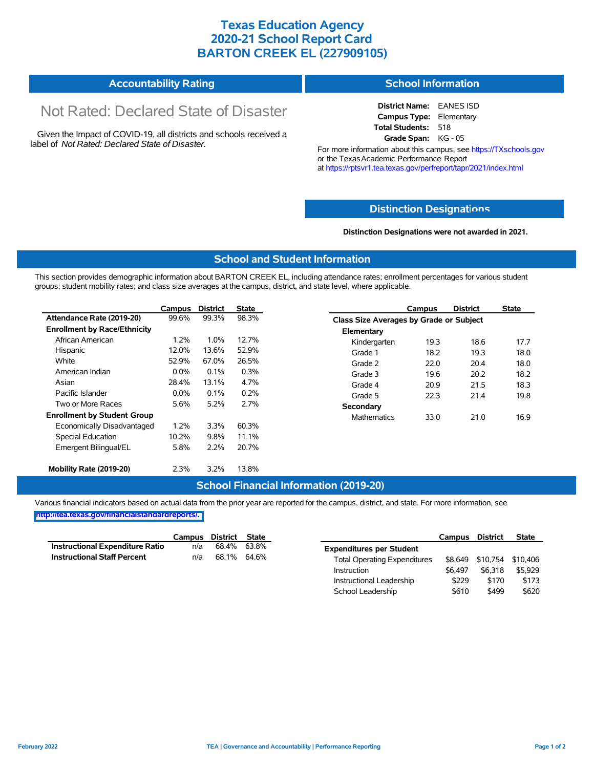# Texas Education Agency
# 2020-21 School Report Card
# BARTON CREEK EL (227909105)

## Accountability Rating

Not Rated: Declared State of Disaster

Given the Impact of COVID-19, all districts and schools received a label of *Not Rated: Declared State of Disaster*.

## School Information

**District Name:** EANES ISD
**Campus Type:** Elementary
**Total Students:** 518
**Grade Span:** KG - 05

For more information about this campus, see https://TXschools.gov or the Texas Academic Performance Report at https://rptsvr1.tea.texas.gov/perfreport/tapr/2021/index.html

## Distinction Designations

**Distinction Designations were not awarded in 2021.**

## School and Student Information

This section provides demographic information about BARTON CREEK EL, including attendance rates; enrollment percentages for various student groups; student mobility rates; and class size averages at the campus, district, and state level, where applicable.

| | Campus | District | State |
|---|---|---|---|
| **Attendance Rate (2019-20)** | 99.6% | 99.3% | 98.3% |
| **Enrollment by Race/Ethnicity** | | | |
| African American | 1.2% | 1.0% | 12.7% |
| Hispanic | 12.0% | 13.6% | 52.9% |
| White | 52.9% | 67.0% | 26.5% |
| American Indian | 0.0% | 0.1% | 0.3% |
| Asian | 28.4% | 13.1% | 4.7% |
| Pacific Islander | 0.0% | 0.1% | 0.2% |
| Two or More Races | 5.6% | 5.2% | 2.7% |
| **Enrollment by Student Group** | | | |
| Economically Disadvantaged | 1.2% | 3.3% | 60.3% |
| Special Education | 10.2% | 9.8% | 11.1% |
| Emergent Bilingual/EL | 5.8% | 2.2% | 20.7% |
| **Mobility Rate (2019-20)** | 2.3% | 3.2% | 13.8% |

| | Campus | District | State |
|---|---|---|---|
| **Class Size Averages by Grade or Subject** | | | |
| **Elementary** | | | |
| Kindergarten | 19.3 | 18.6 | 17.7 |
| Grade 1 | 18.2 | 19.3 | 18.0 |
| Grade 2 | 22.0 | 20.4 | 18.0 |
| Grade 3 | 19.6 | 20.2 | 18.2 |
| Grade 4 | 20.9 | 21.5 | 18.3 |
| Grade 5 | 22.3 | 21.4 | 19.8 |
| **Secondary** | | | |
| Mathematics | 33.0 | 21.0 | 16.9 |

## School Financial Information (2019-20)

Various financial indicators based on actual data from the prior year are reported for the campus, district, and state. For more information, see http://tea.texas.gov/financialstandardreports/.

| | Campus | District | State |
|---|---|---|---|
| **Instructional Expenditure Ratio** | n/a | 68.4% | 63.8% |
| **Instructional Staff Percent** | n/a | 68.1% | 64.6% |

| | Campus | District | State |
|---|---|---|---|
| **Expenditures per Student** | | | |
| Total Operating Expenditures | $8,649 | $10,754 | $10,406 |
| Instruction | $6,497 | $6,318 | $5,929 |
| Instructional Leadership | $229 | $170 | $173 |
| School Leadership | $610 | $499 | $620 |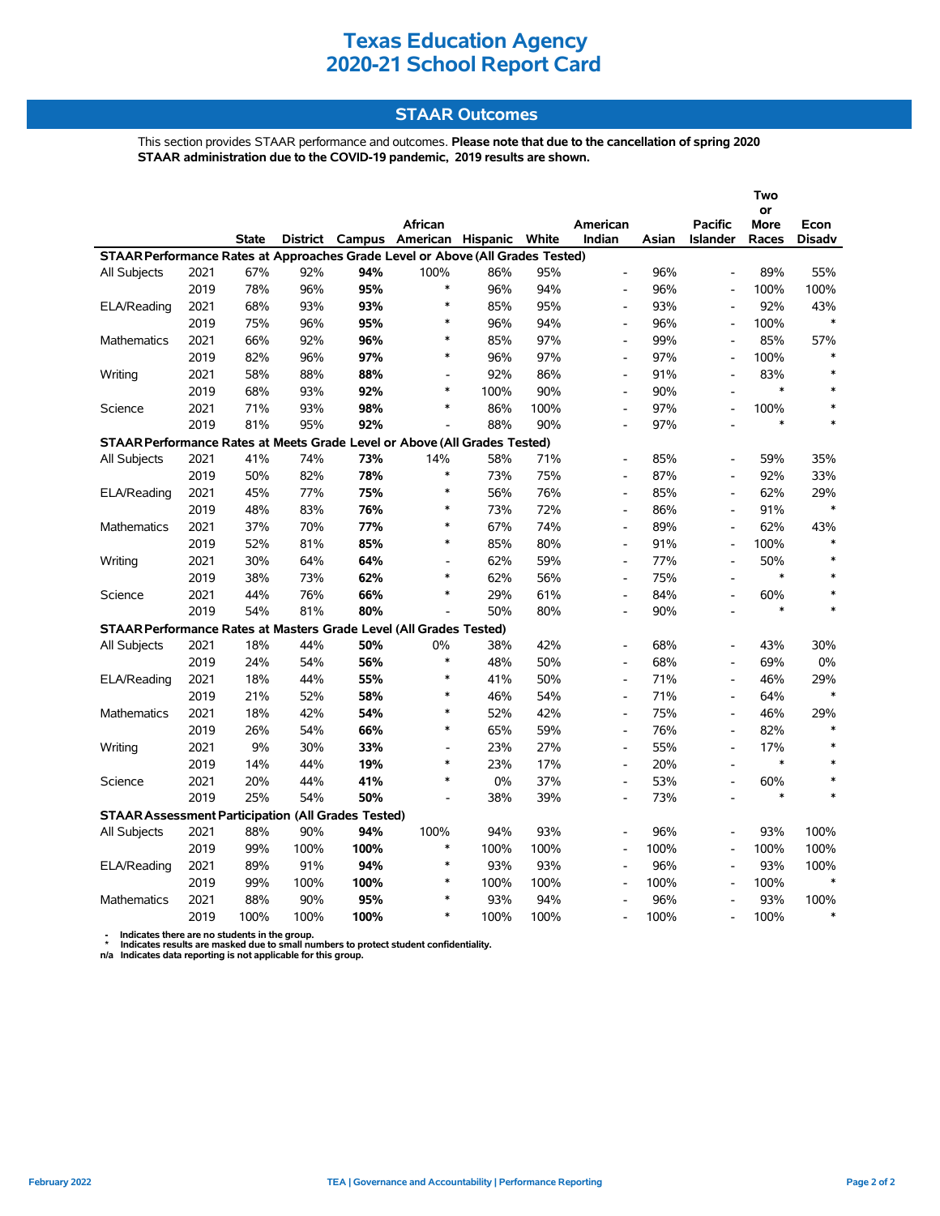# Texas Education Agency
# 2020-21 School Report Card

## STAAR Outcomes

This section provides STAAR performance and outcomes. **Please note that due to the cancellation of spring 2020 STAAR administration due to the COVID-19 pandemic, 2019 results are shown.**

| | | State | District | Campus | African American | Hispanic | White | American Indian | Asian | Pacific Islander | Two or More Races | Econ Disadv |
|---|---|---|---|---|---|---|---|---|---|---|---|---|
| **STAAR Performance Rates at Approaches Grade Level or Above (All Grades Tested)** | | | | | | | | | | | | |
| All Subjects | 2021 | 67% | 92% | **94%** | 100% | 86% | 95% | - | 96% | - | 89% | 55% |
| | 2019 | 78% | 96% | **95%** | * | 96% | 94% | - | 96% | - | 100% | 100% |
| ELA/Reading | 2021 | 68% | 93% | **93%** | * | 85% | 95% | - | 93% | - | 92% | 43% |
| | 2019 | 75% | 96% | **95%** | * | 96% | 94% | - | 96% | - | 100% | * |
| Mathematics | 2021 | 66% | 92% | **96%** | * | 85% | 97% | - | 99% | - | 85% | 57% |
| | 2019 | 82% | 96% | **97%** | * | 96% | 97% | - | 97% | - | 100% | * |
| Writing | 2021 | 58% | 88% | **88%** | - | 92% | 86% | - | 91% | - | 83% | * |
| | 2019 | 68% | 93% | **92%** | * | 100% | 90% | - | 90% | - | * | * |
| Science | 2021 | 71% | 93% | **98%** | * | 86% | 100% | - | 97% | - | 100% | * |
| | 2019 | 81% | 95% | **92%** | - | 88% | 90% | - | 97% | - | * | * |
| **STAAR Performance Rates at Meets Grade Level or Above (All Grades Tested)** | | | | | | | | | | | | |
| All Subjects | 2021 | 41% | 74% | **73%** | 14% | 58% | 71% | - | 85% | - | 59% | 35% |
| | 2019 | 50% | 82% | **78%** | * | 73% | 75% | - | 87% | - | 92% | 33% |
| ELA/Reading | 2021 | 45% | 77% | **75%** | * | 56% | 76% | - | 85% | - | 62% | 29% |
| | 2019 | 48% | 83% | **76%** | * | 73% | 72% | - | 86% | - | 91% | * |
| Mathematics | 2021 | 37% | 70% | **77%** | * | 67% | 74% | - | 89% | - | 62% | 43% |
| | 2019 | 52% | 81% | **85%** | * | 85% | 80% | - | 91% | - | 100% | * |
| Writing | 2021 | 30% | 64% | **64%** | - | 62% | 59% | - | 77% | - | 50% | * |
| | 2019 | 38% | 73% | **62%** | * | 62% | 56% | - | 75% | - | * | * |
| Science | 2021 | 44% | 76% | **66%** | * | 29% | 61% | - | 84% | - | 60% | * |
| | 2019 | 54% | 81% | **80%** | - | 50% | 80% | - | 90% | - | * | * |
| **STAAR Performance Rates at Masters Grade Level (All Grades Tested)** | | | | | | | | | | | | |
| All Subjects | 2021 | 18% | 44% | **50%** | 0% | 38% | 42% | - | 68% | - | 43% | 30% |
| | 2019 | 24% | 54% | **56%** | * | 48% | 50% | - | 68% | - | 69% | 0% |
| ELA/Reading | 2021 | 18% | 44% | **55%** | * | 41% | 50% | - | 71% | - | 46% | 29% |
| | 2019 | 21% | 52% | **58%** | * | 46% | 54% | - | 71% | - | 64% | * |
| Mathematics | 2021 | 18% | 42% | **54%** | * | 52% | 42% | - | 75% | - | 46% | 29% |
| | 2019 | 26% | 54% | **66%** | * | 65% | 59% | - | 76% | - | 82% | * |
| Writing | 2021 | 9% | 30% | **33%** | - | 23% | 27% | - | 55% | - | 17% | * |
| | 2019 | 14% | 44% | **19%** | * | 23% | 17% | - | 20% | - | * | * |
| Science | 2021 | 20% | 44% | **41%** | * | 0% | 37% | - | 53% | - | 60% | * |
| | 2019 | 25% | 54% | **50%** | - | 38% | 39% | - | 73% | - | * | * |
| **STAAR Assessment Participation (All Grades Tested)** | | | | | | | | | | | | |
| All Subjects | 2021 | 88% | 90% | **94%** | 100% | 94% | 93% | - | 96% | - | 93% | 100% |
| | 2019 | 99% | 100% | **100%** | * | 100% | 100% | - | 100% | - | 100% | 100% |
| ELA/Reading | 2021 | 89% | 91% | **94%** | * | 93% | 93% | - | 96% | - | 93% | 100% |
| | 2019 | 99% | 100% | **100%** | * | 100% | 100% | - | 100% | - | 100% | * |
| Mathematics | 2021 | 88% | 90% | **95%** | * | 93% | 94% | - | 96% | - | 93% | 100% |
| | 2019 | 100% | 100% | **100%** | * | 100% | 100% | - | 100% | - | 100% | * |

**-** Indicates there are no students in the group.
**\*** Indicates results are masked due to small numbers to protect student confidentiality.
**n/a** Indicates data reporting is not applicable for this group.